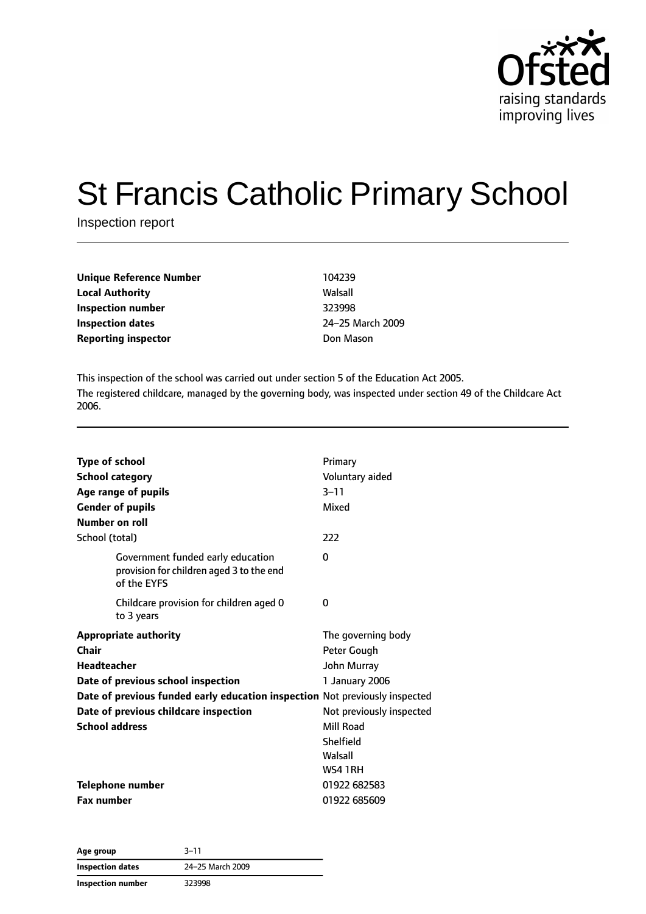# St Francis Catholic Primary School

Inspection report

| | |
|---|---|
| **Unique Reference Number** | 104239 |
| **Local Authority** | Walsall |
| **Inspection number** | 323998 |
| **Inspection dates** | 24–25 March 2009 |
| **Reporting inspector** | Don Mason |

This inspection of the school was carried out under section 5 of the Education Act 2005.

The registered childcare, managed by the governing body, was inspected under section 49 of the Childcare Act 2006.

| | |
|---|---|
| **Type of school** | Primary |
| **School category** | Voluntary aided |
| **Age range of pupils** | 3–11 |
| **Gender of pupils** | Mixed |
| **Number on roll** | |
| School (total) | 222 |
| Government funded early education provision for children aged 3 to the end of the EYFS | 0 |
| Childcare provision for children aged 0 to 3 years | 0 |
| **Appropriate authority** | The governing body |
| **Chair** | Peter Gough |
| **Headteacher** | John Murray |
| **Date of previous school inspection** | 1 January 2006 |
| **Date of previous funded early education inspection** | Not previously inspected |
| **Date of previous childcare inspection** | Not previously inspected |
| **School address** | Mill Road<br>Shelfield<br>Walsall<br>WS4 1RH |
| **Telephone number** | 01922 682583 |
| **Fax number** | 01922 685609 |

| | |
|---|---|
| **Age group** | 3–11 |
| **Inspection dates** | 24–25 March 2009 |
| **Inspection number** | 323998 |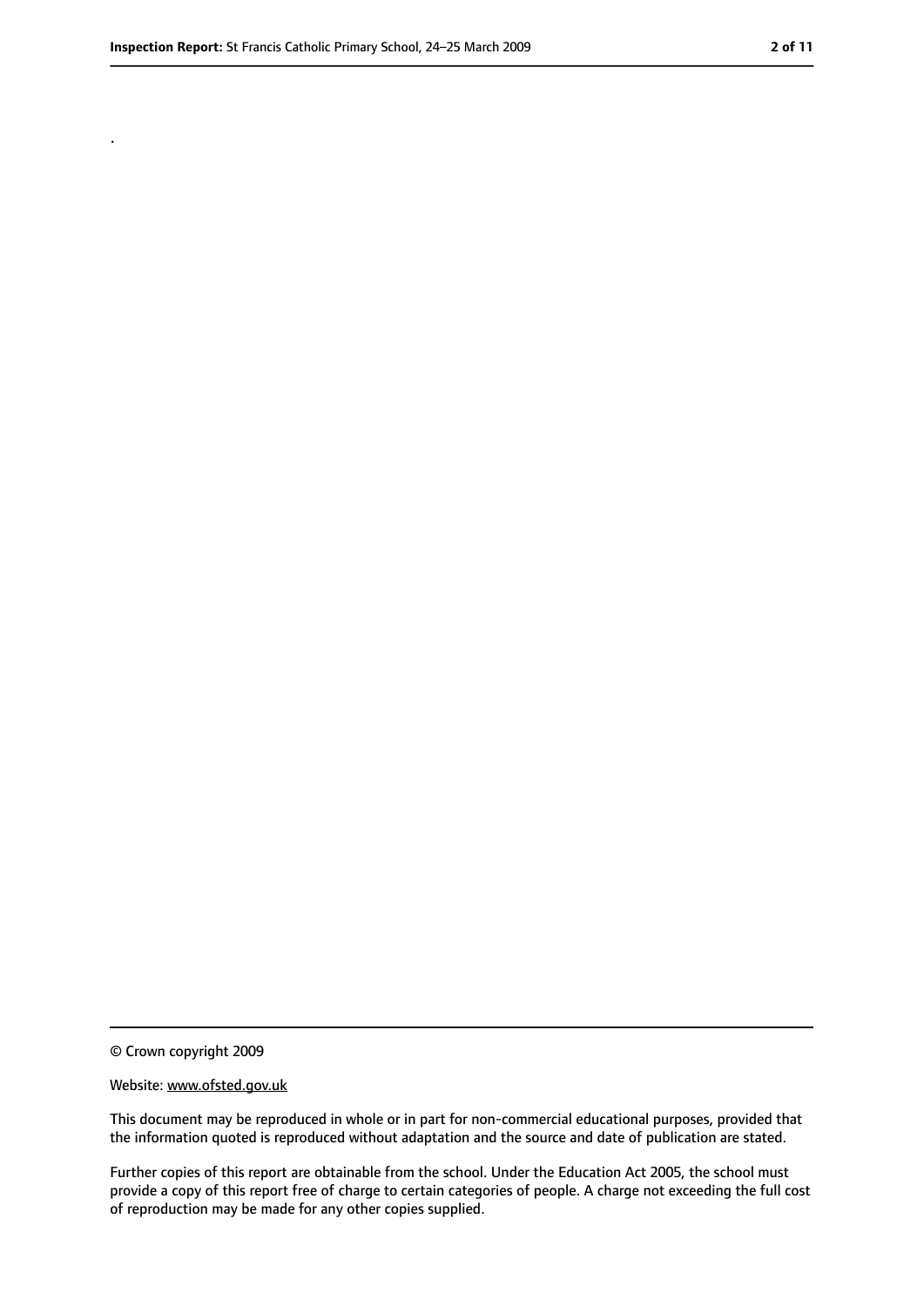.

© Crown copyright 2009

Website: www.ofsted.gov.uk

This document may be reproduced in whole or in part for non-commercial educational purposes, provided that the information quoted is reproduced without adaptation and the source and date of publication are stated.

Further copies of this report are obtainable from the school. Under the Education Act 2005, the school must provide a copy of this report free of charge to certain categories of people. A charge not exceeding the full cost of reproduction may be made for any other copies supplied.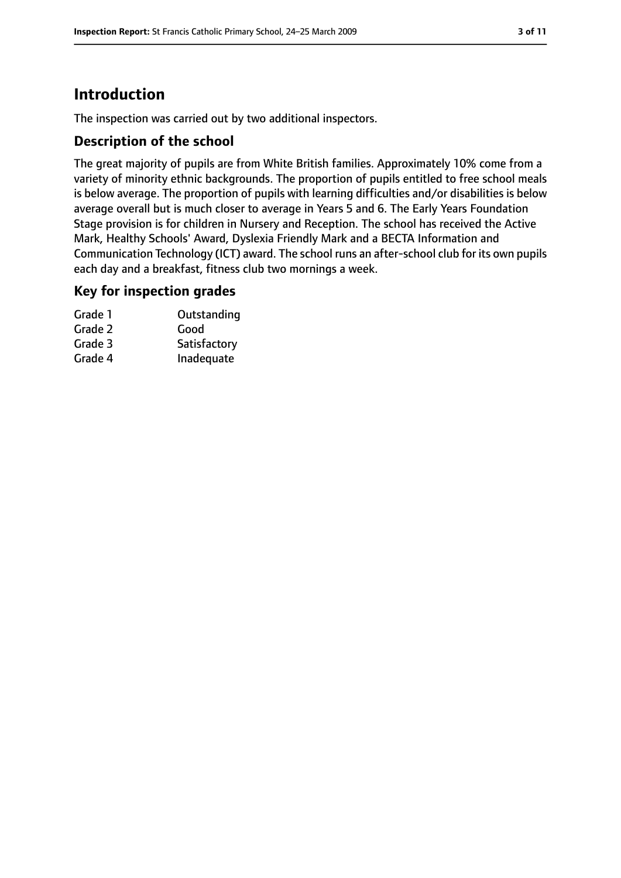# Introduction

The inspection was carried out by two additional inspectors.

## Description of the school

The great majority of pupils are from White British families. Approximately 10% come from a variety of minority ethnic backgrounds. The proportion of pupils entitled to free school meals is below average. The proportion of pupils with learning difficulties and/or disabilities is below average overall but is much closer to average in Years 5 and 6. The Early Years Foundation Stage provision is for children in Nursery and Reception. The school has received the Active Mark, Healthy Schools' Award, Dyslexia Friendly Mark and a BECTA Information and Communication Technology (ICT) award. The school runs an after-school club for its own pupils each day and a breakfast, fitness club two mornings a week.

## Key for inspection grades

| | |
|---|---|
| Grade 1 | Outstanding |
| Grade 2 | Good |
| Grade 3 | Satisfactory |
| Grade 4 | Inadequate |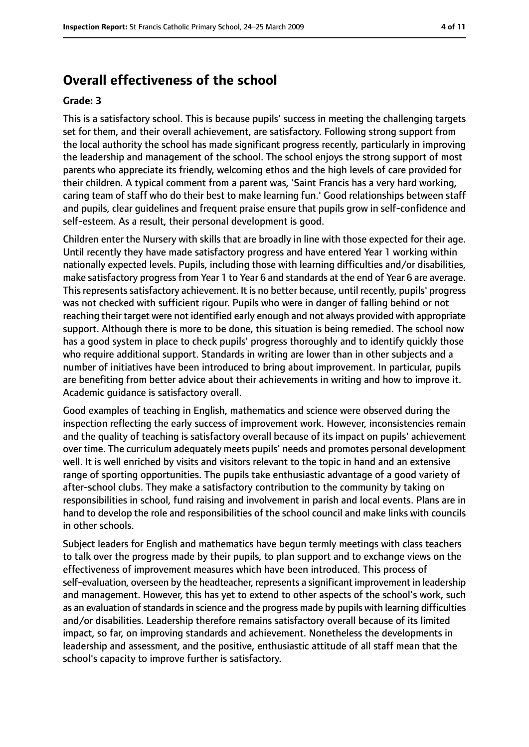## Overall effectiveness of the school

**Grade: 3**

This is a satisfactory school. This is because pupils' success in meeting the challenging targets set for them, and their overall achievement, are satisfactory. Following strong support from the local authority the school has made significant progress recently, particularly in improving the leadership and management of the school. The school enjoys the strong support of most parents who appreciate its friendly, welcoming ethos and the high levels of care provided for their children. A typical comment from a parent was, 'Saint Francis has a very hard working, caring team of staff who do their best to make learning fun.' Good relationships between staff and pupils, clear guidelines and frequent praise ensure that pupils grow in self-confidence and self-esteem. As a result, their personal development is good.

Children enter the Nursery with skills that are broadly in line with those expected for their age. Until recently they have made satisfactory progress and have entered Year 1 working within nationally expected levels. Pupils, including those with learning difficulties and/or disabilities, make satisfactory progress from Year 1 to Year 6 and standards at the end of Year 6 are average. This represents satisfactory achievement. It is no better because, until recently, pupils' progress was not checked with sufficient rigour. Pupils who were in danger of falling behind or not reaching their target were not identified early enough and not always provided with appropriate support. Although there is more to be done, this situation is being remedied. The school now has a good system in place to check pupils' progress thoroughly and to identify quickly those who require additional support. Standards in writing are lower than in other subjects and a number of initiatives have been introduced to bring about improvement. In particular, pupils are benefiting from better advice about their achievements in writing and how to improve it. Academic guidance is satisfactory overall.

Good examples of teaching in English, mathematics and science were observed during the inspection reflecting the early success of improvement work. However, inconsistencies remain and the quality of teaching is satisfactory overall because of its impact on pupils' achievement over time. The curriculum adequately meets pupils' needs and promotes personal development well. It is well enriched by visits and visitors relevant to the topic in hand and an extensive range of sporting opportunities. The pupils take enthusiastic advantage of a good variety of after-school clubs. They make a satisfactory contribution to the community by taking on responsibilities in school, fund raising and involvement in parish and local events. Plans are in hand to develop the role and responsibilities of the school council and make links with councils in other schools.

Subject leaders for English and mathematics have begun termly meetings with class teachers to talk over the progress made by their pupils, to plan support and to exchange views on the effectiveness of improvement measures which have been introduced. This process of self-evaluation, overseen by the headteacher, represents a significant improvement in leadership and management. However, this has yet to extend to other aspects of the school's work, such as an evaluation of standards in science and the progress made by pupils with learning difficulties and/or disabilities. Leadership therefore remains satisfactory overall because of its limited impact, so far, on improving standards and achievement. Nonetheless the developments in leadership and assessment, and the positive, enthusiastic attitude of all staff mean that the school's capacity to improve further is satisfactory.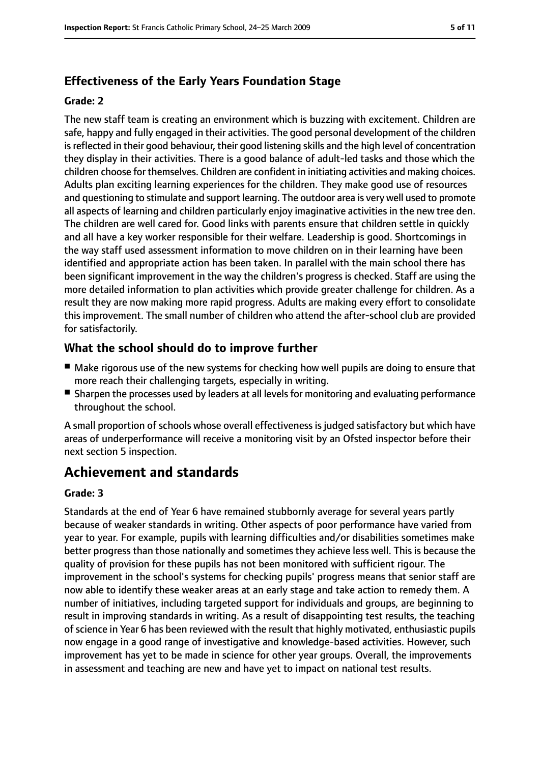### Effectiveness of the Early Years Foundation Stage

#### Grade: 2

The new staff team is creating an environment which is buzzing with excitement. Children are safe, happy and fully engaged in their activities. The good personal development of the children is reflected in their good behaviour, their good listening skills and the high level of concentration they display in their activities. There is a good balance of adult-led tasks and those which the children choose for themselves. Children are confident in initiating activities and making choices. Adults plan exciting learning experiences for the children. They make good use of resources and questioning to stimulate and support learning. The outdoor area is very well used to promote all aspects of learning and children particularly enjoy imaginative activities in the new tree den. The children are well cared for. Good links with parents ensure that children settle in quickly and all have a key worker responsible for their welfare. Leadership is good. Shortcomings in the way staff used assessment information to move children on in their learning have been identified and appropriate action has been taken. In parallel with the main school there has been significant improvement in the way the children's progress is checked. Staff are using the more detailed information to plan activities which provide greater challenge for children. As a result they are now making more rapid progress. Adults are making every effort to consolidate this improvement. The small number of children who attend the after-school club are provided for satisfactorily.

### What the school should do to improve further

- Make rigorous use of the new systems for checking how well pupils are doing to ensure that more reach their challenging targets, especially in writing.
- Sharpen the processes used by leaders at all levels for monitoring and evaluating performance throughout the school.

A small proportion of schools whose overall effectiveness is judged satisfactory but which have areas of underperformance will receive a monitoring visit by an Ofsted inspector before their next section 5 inspection.

## Achievement and standards

#### Grade: 3

Standards at the end of Year 6 have remained stubbornly average for several years partly because of weaker standards in writing. Other aspects of poor performance have varied from year to year. For example, pupils with learning difficulties and/or disabilities sometimes make better progress than those nationally and sometimes they achieve less well. This is because the quality of provision for these pupils has not been monitored with sufficient rigour. The improvement in the school's systems for checking pupils' progress means that senior staff are now able to identify these weaker areas at an early stage and take action to remedy them. A number of initiatives, including targeted support for individuals and groups, are beginning to result in improving standards in writing. As a result of disappointing test results, the teaching of science in Year 6 has been reviewed with the result that highly motivated, enthusiastic pupils now engage in a good range of investigative and knowledge-based activities. However, such improvement has yet to be made in science for other year groups. Overall, the improvements in assessment and teaching are new and have yet to impact on national test results.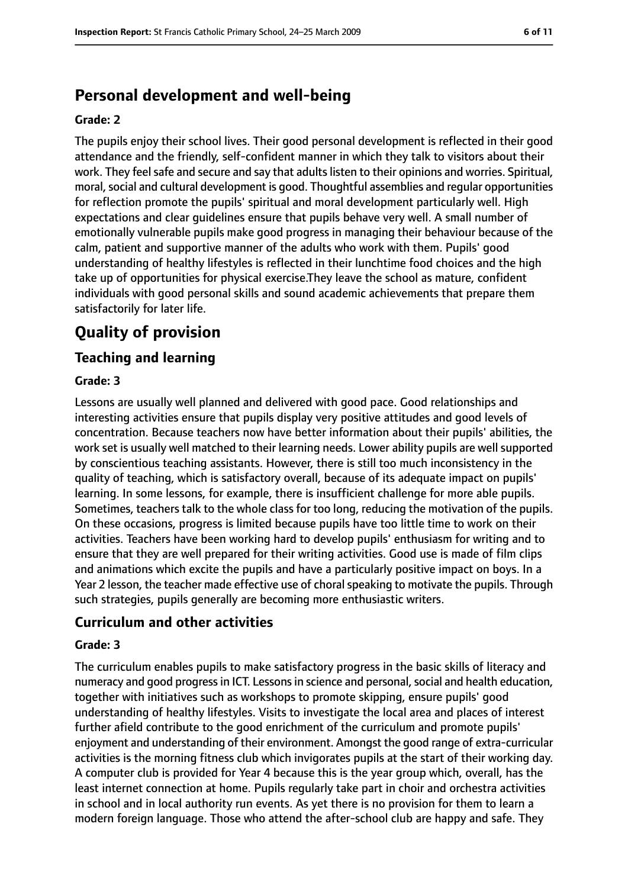## Personal development and well-being

**Grade: 2**

The pupils enjoy their school lives. Their good personal development is reflected in their good attendance and the friendly, self-confident manner in which they talk to visitors about their work. They feel safe and secure and say that adults listen to their opinions and worries. Spiritual, moral, social and cultural development is good. Thoughtful assemblies and regular opportunities for reflection promote the pupils' spiritual and moral development particularly well. High expectations and clear guidelines ensure that pupils behave very well. A small number of emotionally vulnerable pupils make good progress in managing their behaviour because of the calm, patient and supportive manner of the adults who work with them. Pupils' good understanding of healthy lifestyles is reflected in their lunchtime food choices and the high take up of opportunities for physical exercise.They leave the school as mature, confident individuals with good personal skills and sound academic achievements that prepare them satisfactorily for later life.

# Quality of provision

## Teaching and learning

**Grade: 3**

Lessons are usually well planned and delivered with good pace. Good relationships and interesting activities ensure that pupils display very positive attitudes and good levels of concentration. Because teachers now have better information about their pupils' abilities, the work set is usually well matched to their learning needs. Lower ability pupils are well supported by conscientious teaching assistants. However, there is still too much inconsistency in the quality of teaching, which is satisfactory overall, because of its adequate impact on pupils' learning. In some lessons, for example, there is insufficient challenge for more able pupils. Sometimes, teachers talk to the whole class for too long, reducing the motivation of the pupils. On these occasions, progress is limited because pupils have too little time to work on their activities. Teachers have been working hard to develop pupils' enthusiasm for writing and to ensure that they are well prepared for their writing activities. Good use is made of film clips and animations which excite the pupils and have a particularly positive impact on boys. In a Year 2 lesson, the teacher made effective use of choral speaking to motivate the pupils. Through such strategies, pupils generally are becoming more enthusiastic writers.

## Curriculum and other activities

**Grade: 3**

The curriculum enables pupils to make satisfactory progress in the basic skills of literacy and numeracy and good progress in ICT. Lessons in science and personal, social and health education, together with initiatives such as workshops to promote skipping, ensure pupils' good understanding of healthy lifestyles. Visits to investigate the local area and places of interest further afield contribute to the good enrichment of the curriculum and promote pupils' enjoyment and understanding of their environment. Amongst the good range of extra-curricular activities is the morning fitness club which invigorates pupils at the start of their working day. A computer club is provided for Year 4 because this is the year group which, overall, has the least internet connection at home. Pupils regularly take part in choir and orchestra activities in school and in local authority run events. As yet there is no provision for them to learn a modern foreign language. Those who attend the after-school club are happy and safe. They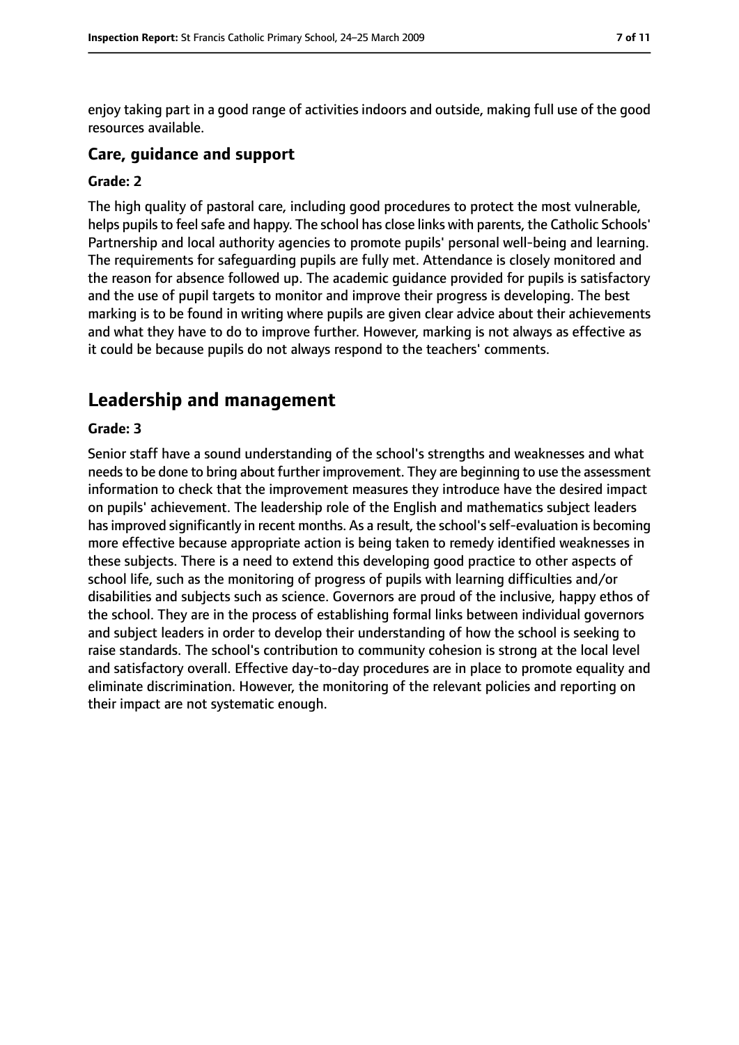enjoy taking part in a good range of activities indoors and outside, making full use of the good resources available.

### Care, guidance and support

#### Grade: 2

The high quality of pastoral care, including good procedures to protect the most vulnerable, helps pupils to feel safe and happy. The school has close links with parents, the Catholic Schools' Partnership and local authority agencies to promote pupils' personal well-being and learning. The requirements for safeguarding pupils are fully met. Attendance is closely monitored and the reason for absence followed up. The academic guidance provided for pupils is satisfactory and the use of pupil targets to monitor and improve their progress is developing. The best marking is to be found in writing where pupils are given clear advice about their achievements and what they have to do to improve further. However, marking is not always as effective as it could be because pupils do not always respond to the teachers' comments.

## Leadership and management

#### Grade: 3

Senior staff have a sound understanding of the school's strengths and weaknesses and what needs to be done to bring about further improvement. They are beginning to use the assessment information to check that the improvement measures they introduce have the desired impact on pupils' achievement. The leadership role of the English and mathematics subject leaders has improved significantly in recent months. As a result, the school's self-evaluation is becoming more effective because appropriate action is being taken to remedy identified weaknesses in these subjects. There is a need to extend this developing good practice to other aspects of school life, such as the monitoring of progress of pupils with learning difficulties and/or disabilities and subjects such as science. Governors are proud of the inclusive, happy ethos of the school. They are in the process of establishing formal links between individual governors and subject leaders in order to develop their understanding of how the school is seeking to raise standards. The school's contribution to community cohesion is strong at the local level and satisfactory overall. Effective day-to-day procedures are in place to promote equality and eliminate discrimination. However, the monitoring of the relevant policies and reporting on their impact are not systematic enough.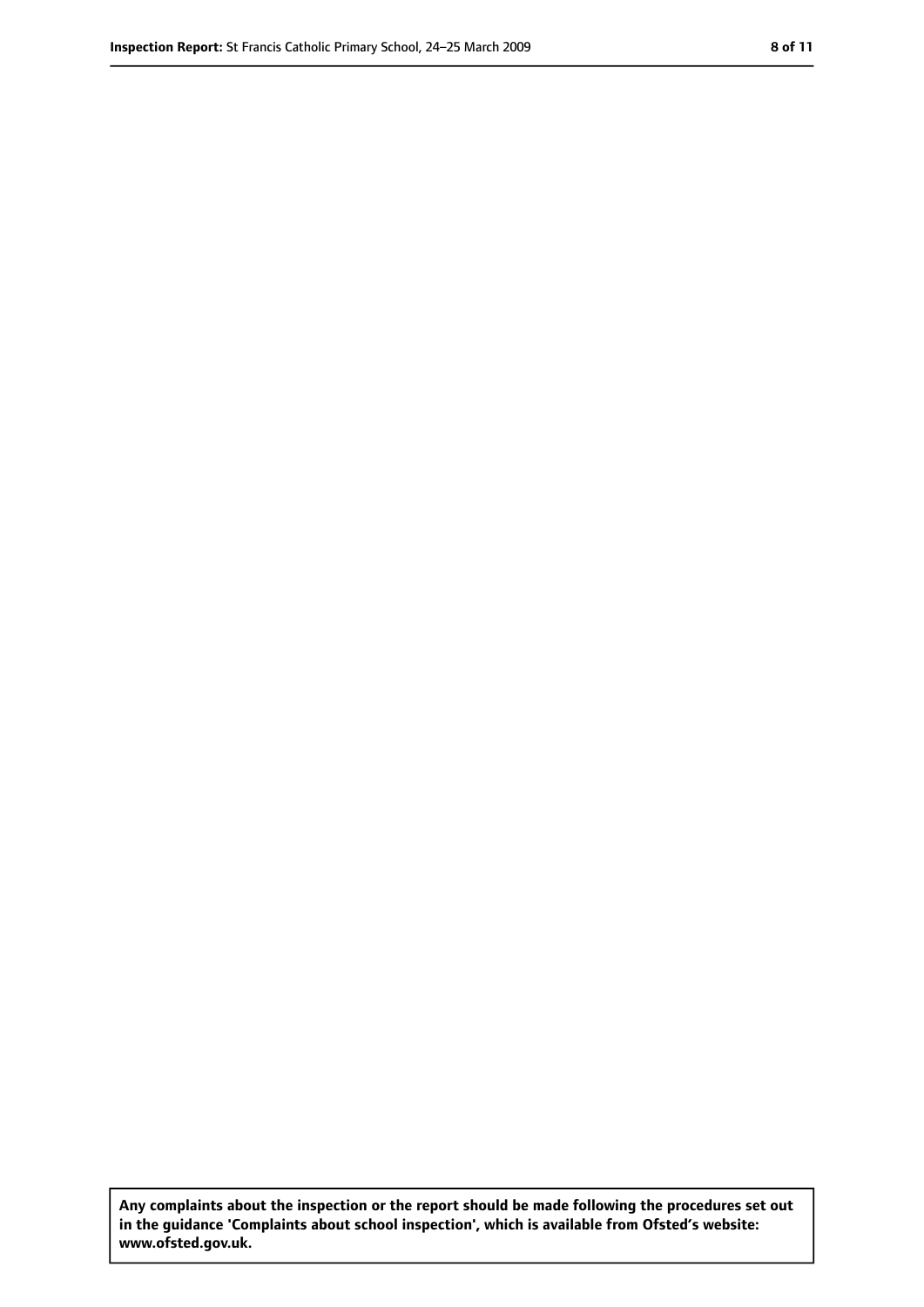**Any complaints about the inspection or the report should be made following the procedures set out in the guidance 'Complaints about school inspection', which is available from Ofsted's website: www.ofsted.gov.uk.**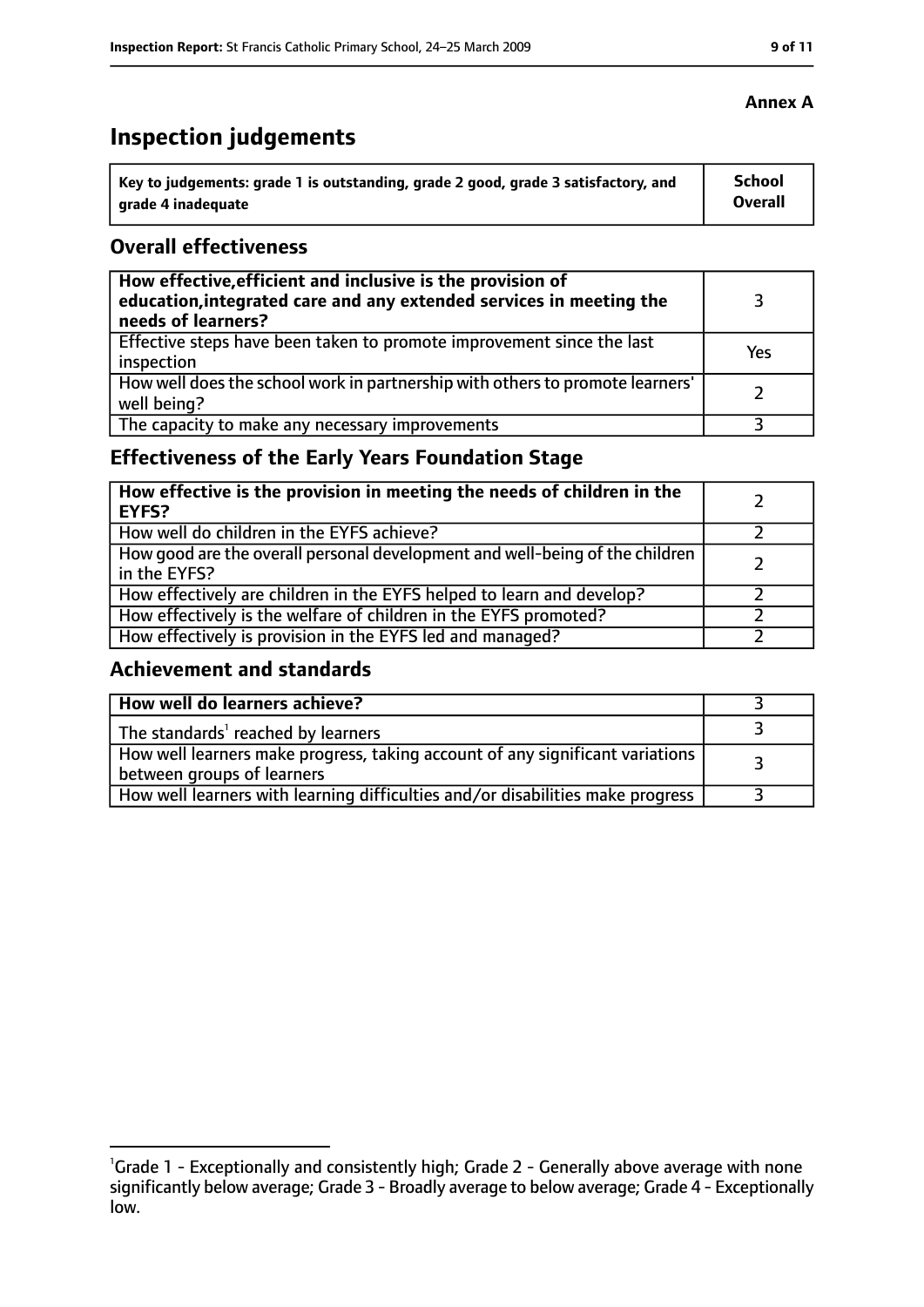**Annex A**

# Inspection judgements

| Key to judgements: grade 1 is outstanding, grade 2 good, grade 3 satisfactory, and grade 4 inadequate | School Overall |
|---|---|

## Overall effectiveness

| | |
|---|---|
| **How effective, efficient and inclusive is the provision of education, integrated care and any extended services in meeting the needs of learners?** | 3 |
| Effective steps have been taken to promote improvement since the last inspection | Yes |
| How well does the school work in partnership with others to promote learners' well being? | 2 |
| The capacity to make any necessary improvements | 3 |

## Effectiveness of the Early Years Foundation Stage

| | |
|---|---|
| **How effective is the provision in meeting the needs of children in the EYFS?** | 2 |
| How well do children in the EYFS achieve? | 2 |
| How good are the overall personal development and well-being of the children in the EYFS? | 2 |
| How effectively are children in the EYFS helped to learn and develop? | 2 |
| How effectively is the welfare of children in the EYFS promoted? | 2 |
| How effectively is provision in the EYFS led and managed? | 2 |

## Achievement and standards

| | |
|---|---|
| **How well do learners achieve?** | 3 |
| The standards[1] reached by learners | 3 |
| How well learners make progress, taking account of any significant variations between groups of learners | 3 |
| How well learners with learning difficulties and/or disabilities make progress | 3 |

[1]Grade 1 - Exceptionally and consistently high; Grade 2 - Generally above average with none significantly below average; Grade 3 - Broadly average to below average; Grade 4 - Exceptionally low.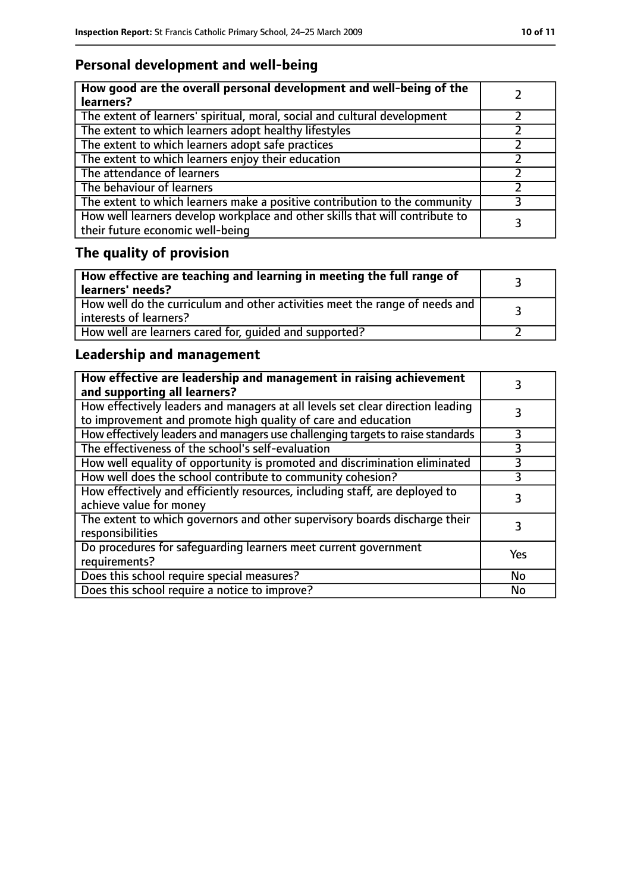## Personal development and well-being

| How good are the overall personal development and well-being of the learners? | 2 |
|---|---|
| The extent of learners' spiritual, moral, social and cultural development | 2 |
| The extent to which learners adopt healthy lifestyles | 2 |
| The extent to which learners adopt safe practices | 2 |
| The extent to which learners enjoy their education | 2 |
| The attendance of learners | 2 |
| The behaviour of learners | 2 |
| The extent to which learners make a positive contribution to the community | 3 |
| How well learners develop workplace and other skills that will contribute to their future economic well-being | 3 |

## The quality of provision

| How effective are teaching and learning in meeting the full range of learners' needs? | 3 |
|---|---|
| How well do the curriculum and other activities meet the range of needs and interests of learners? | 3 |
| How well are learners cared for, guided and supported? | 2 |

## Leadership and management

| How effective are leadership and management in raising achievement and supporting all learners? | 3 |
|---|---|
| How effectively leaders and managers at all levels set clear direction leading to improvement and promote high quality of care and education | 3 |
| How effectively leaders and managers use challenging targets to raise standards | 3 |
| The effectiveness of the school's self-evaluation | 3 |
| How well equality of opportunity is promoted and discrimination eliminated | 3 |
| How well does the school contribute to community cohesion? | 3 |
| How effectively and efficiently resources, including staff, are deployed to achieve value for money | 3 |
| The extent to which governors and other supervisory boards discharge their responsibilities | 3 |
| Do procedures for safeguarding learners meet current government requirements? | Yes |
| Does this school require special measures? | No |
| Does this school require a notice to improve? | No |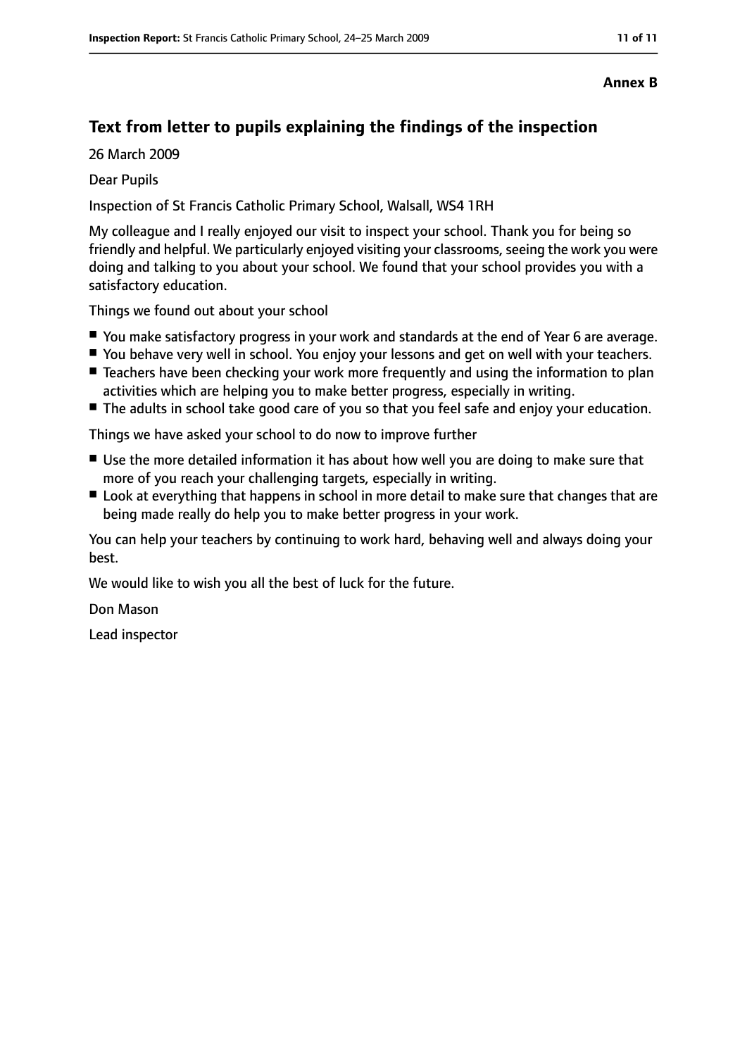**Annex B**

## Text from letter to pupils explaining the findings of the inspection

26 March 2009

Dear Pupils

Inspection of St Francis Catholic Primary School, Walsall, WS4 1RH

My colleague and I really enjoyed our visit to inspect your school. Thank you for being so friendly and helpful. We particularly enjoyed visiting your classrooms, seeing the work you were doing and talking to you about your school. We found that your school provides you with a satisfactory education.

Things we found out about your school

- You make satisfactory progress in your work and standards at the end of Year 6 are average.
- You behave very well in school. You enjoy your lessons and get on well with your teachers.
- Teachers have been checking your work more frequently and using the information to plan activities which are helping you to make better progress, especially in writing.
- The adults in school take good care of you so that you feel safe and enjoy your education.

Things we have asked your school to do now to improve further

- Use the more detailed information it has about how well you are doing to make sure that more of you reach your challenging targets, especially in writing.
- Look at everything that happens in school in more detail to make sure that changes that are being made really do help you to make better progress in your work.

You can help your teachers by continuing to work hard, behaving well and always doing your best.

We would like to wish you all the best of luck for the future.

Don Mason

Lead inspector